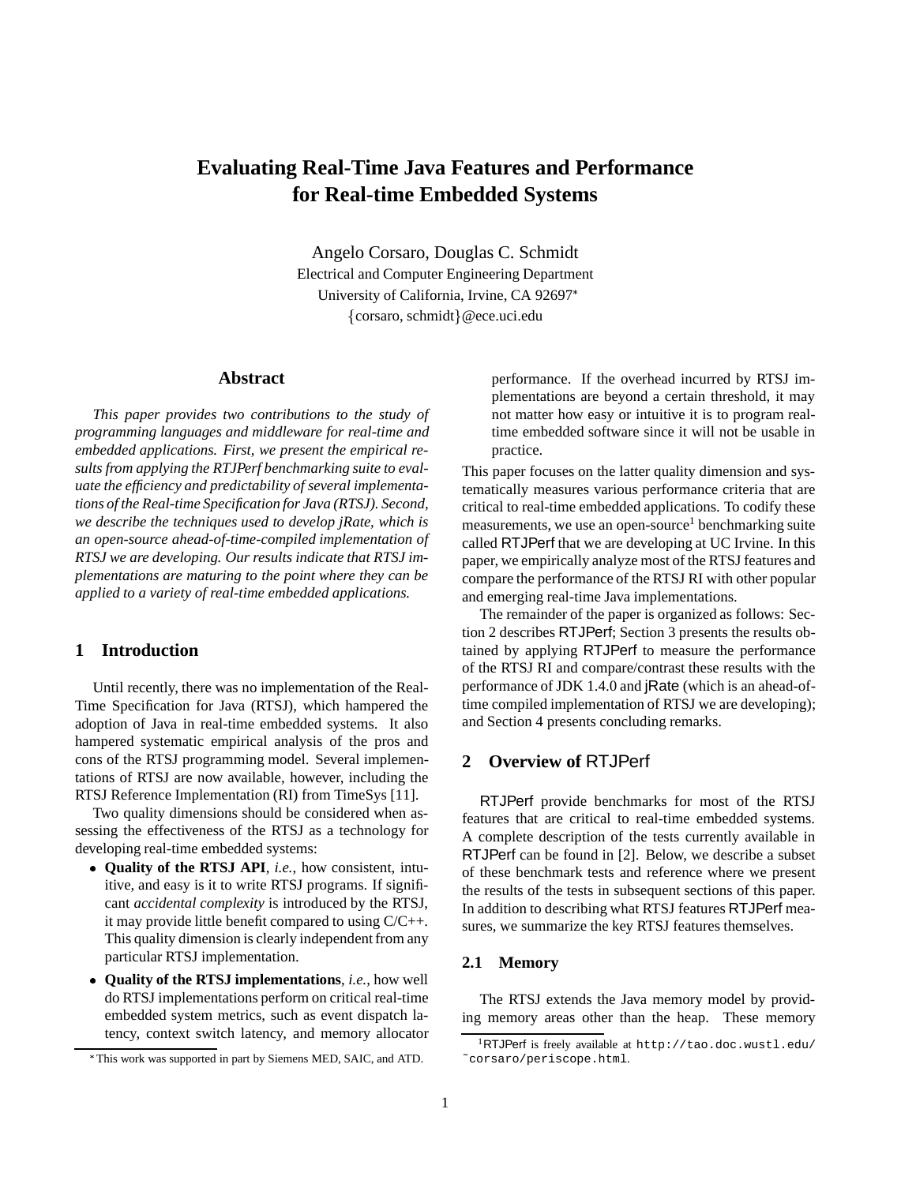# Evaluating Real-Time Java Features and Performance for Real-time Embedded Systems

Angelo Corsaro, Douglas C. Schmidt
Electrical and Computer Engineering Department
University of California, Irvine, CA 92697*
{corsaro, schmidt}@ece.uci.edu

## Abstract

*This paper provides two contributions to the study of programming languages and middleware for real-time and embedded applications. First, we present the empirical results from applying the RTJPerf benchmarking suite to evaluate the efficiency and predictability of several implementations of the Real-time Specification for Java (RTSJ). Second, we describe the techniques used to develop jRate, which is an open-source ahead-of-time-compiled implementation of RTSJ we are developing. Our results indicate that RTSJ implementations are maturing to the point where they can be applied to a variety of real-time embedded applications.*

## 1 Introduction

Until recently, there was no implementation of the Real-Time Specification for Java (RTSJ), which hampered the adoption of Java in real-time embedded systems. It also hampered systematic empirical analysis of the pros and cons of the RTSJ programming model. Several implementations of RTSJ are now available, however, including the RTSJ Reference Implementation (RI) from TimeSys [11].

Two quality dimensions should be considered when assessing the effectiveness of the RTSJ as a technology for developing real-time embedded systems:

- **Quality of the RTSJ API**, *i.e.*, how consistent, intuitive, and easy is it to write RTSJ programs. If significant *accidental complexity* is introduced by the RTSJ, it may provide little benefit compared to using C/C++. This quality dimension is clearly independent from any particular RTSJ implementation.
- **Quality of the RTSJ implementations**, *i.e.*, how well do RTSJ implementations perform on critical real-time embedded system metrics, such as event dispatch latency, context switch latency, and memory allocator performance. If the overhead incurred by RTSJ implementations are beyond a certain threshold, it may not matter how easy or intuitive it is to program real-time embedded software since it will not be usable in practice.

This paper focuses on the latter quality dimension and systematically measures various performance criteria that are critical to real-time embedded applications. To codify these measurements, we use an open-source[1] benchmarking suite called RTJPerf that we are developing at UC Irvine. In this paper, we empirically analyze most of the RTSJ features and compare the performance of the RTSJ RI with other popular and emerging real-time Java implementations.

The remainder of the paper is organized as follows: Section 2 describes RTJPerf; Section 3 presents the results obtained by applying RTJPerf to measure the performance of the RTSJ RI and compare/contrast these results with the performance of JDK 1.4.0 and jRate (which is an ahead-of-time compiled implementation of RTSJ we are developing); and Section 4 presents concluding remarks.

## 2 Overview of RTJPerf

RTJPerf provide benchmarks for most of the RTSJ features that are critical to real-time embedded systems. A complete description of the tests currently available in RTJPerf can be found in [2]. Below, we describe a subset of these benchmark tests and reference where we present the results of the tests in subsequent sections of this paper. In addition to describing what RTSJ features RTJPerf measures, we summarize the key RTSJ features themselves.

### 2.1 Memory

The RTSJ extends the Java memory model by providing memory areas other than the heap. These memory

*This work was supported in part by Siemens MED, SAIC, and ATD.

[1] RTJPerf is freely available at `http://tao.doc.wustl.edu/~corsaro/periscope.html`.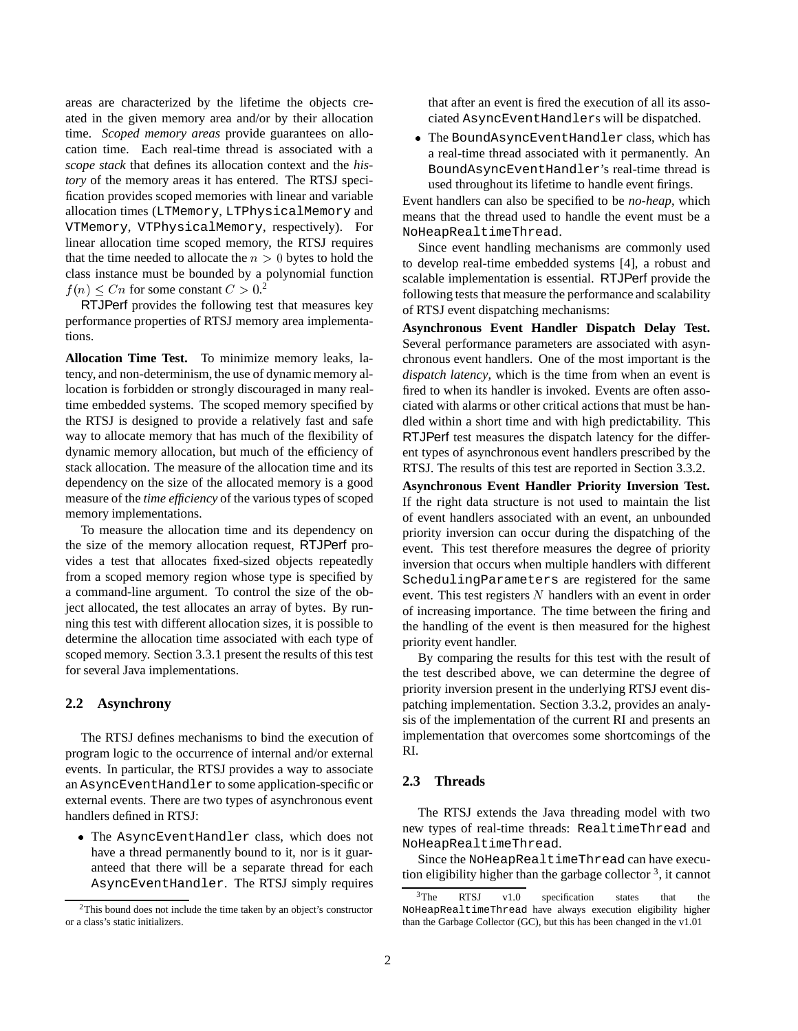areas are characterized by the lifetime the objects created in the given memory area and/or by their allocation time. *Scoped memory areas* provide guarantees on allocation time. Each real-time thread is associated with a *scope stack* that defines its allocation context and the *history* of the memory areas it has entered. The RTSJ specification provides scoped memories with linear and variable allocation times (LTMemory, LTPhysicalMemory and VTMemory, VTPhysicalMemory, respectively). For linear allocation time scoped memory, the RTSJ requires that the time needed to allocate the $n > 0$ bytes to hold the class instance must be bounded by a polynomial function $f(n) \leq Cn$ for some constant $C > 0$.[2]

RTJPerf provides the following test that measures key performance properties of RTSJ memory area implementations.

**Allocation Time Test.** To minimize memory leaks, latency, and non-determinism, the use of dynamic memory allocation is forbidden or strongly discouraged in many real-time embedded systems. The scoped memory specified by the RTSJ is designed to provide a relatively fast and safe way to allocate memory that has much of the flexibility of dynamic memory allocation, but much of the efficiency of stack allocation. The measure of the allocation time and its dependency on the size of the allocated memory is a good measure of the *time efficiency* of the various types of scoped memory implementations.

To measure the allocation time and its dependency on the size of the memory allocation request, RTJPerf provides a test that allocates fixed-sized objects repeatedly from a scoped memory region whose type is specified by a command-line argument. To control the size of the object allocated, the test allocates an array of bytes. By running this test with different allocation sizes, it is possible to determine the allocation time associated with each type of scoped memory. Section 3.3.1 present the results of this test for several Java implementations.

## 2.2 Asynchrony

The RTSJ defines mechanisms to bind the execution of program logic to the occurrence of internal and/or external events. In particular, the RTSJ provides a way to associate an AsyncEventHandler to some application-specific or external events. There are two types of asynchronous event handlers defined in RTSJ:

- The AsyncEventHandler class, which does not have a thread permanently bound to it, nor is it guaranteed that there will be a separate thread for each AsyncEventHandler. The RTSJ simply requires that after an event is fired the execution of all its associated AsyncEventHandlers will be dispatched.
- The BoundAsyncEventHandler class, which has a real-time thread associated with it permanently. An BoundAsyncEventHandler's real-time thread is used throughout its lifetime to handle event firings.

Event handlers can also be specified to be *no-heap*, which means that the thread used to handle the event must be a NoHeapRealtimeThread.

Since event handling mechanisms are commonly used to develop real-time embedded systems [4], a robust and scalable implementation is essential. RTJPerf provide the following tests that measure the performance and scalability of RTSJ event dispatching mechanisms:

**Asynchronous Event Handler Dispatch Delay Test.** Several performance parameters are associated with asynchronous event handlers. One of the most important is the *dispatch latency*, which is the time from when an event is fired to when its handler is invoked. Events are often associated with alarms or other critical actions that must be handled within a short time and with high predictability. This RTJPerf test measures the dispatch latency for the different types of asynchronous event handlers prescribed by the RTSJ. The results of this test are reported in Section 3.3.2.

**Asynchronous Event Handler Priority Inversion Test.** If the right data structure is not used to maintain the list of event handlers associated with an event, an unbounded priority inversion can occur during the dispatching of the event. This test therefore measures the degree of priority inversion that occurs when multiple handlers with different SchedulingParameters are registered for the same event. This test registers $N$ handlers with an event in order of increasing importance. The time between the firing and the handling of the event is then measured for the highest priority event handler.

By comparing the results for this test with the result of the test described above, we can determine the degree of priority inversion present in the underlying RTSJ event dispatching implementation. Section 3.3.2, provides an analysis of the implementation of the current RI and presents an implementation that overcomes some shortcomings of the RI.

## 2.3 Threads

The RTSJ extends the Java threading model with two new types of real-time threads: RealtimeThread and NoHeapRealtimeThread.

Since the NoHeapRealtimeThread can have execution eligibility higher than the garbage collector [3], it cannot

---

[2] This bound does not include the time taken by an object's constructor or a class's static initializers.

[3] The RTSJ v1.0 specification states that the NoHeapRealtimeThread have always execution eligibility higher than the Garbage Collector (GC), but this has been changed in the v1.01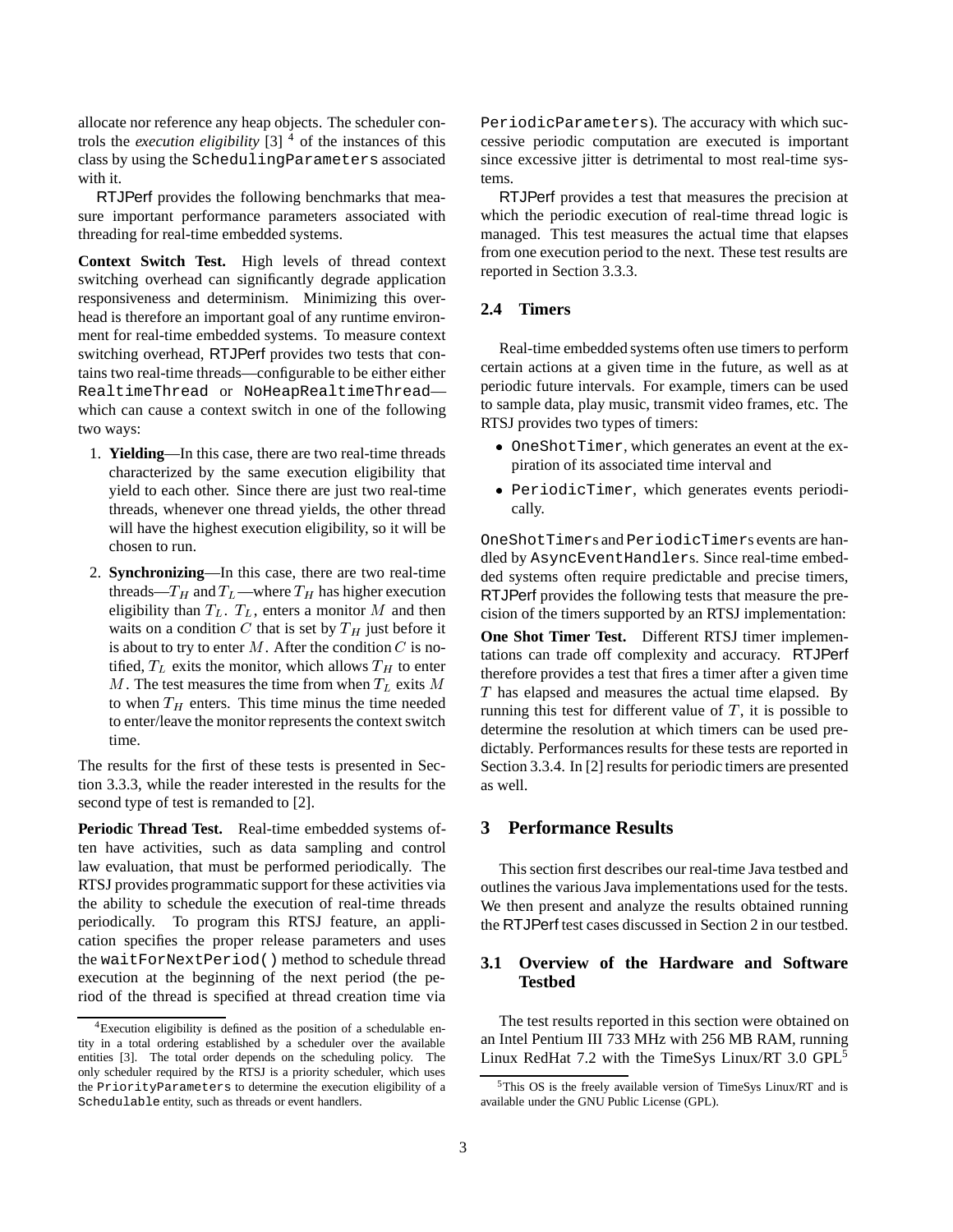allocate nor reference any heap objects. The scheduler controls the *execution eligibility* [3] [4] of the instances of this class by using the SchedulingParameters associated with it.

RTJPerf provides the following benchmarks that measure important performance parameters associated with threading for real-time embedded systems.

**Context Switch Test.** High levels of thread context switching overhead can significantly degrade application responsiveness and determinism. Minimizing this overhead is therefore an important goal of any runtime environment for real-time embedded systems. To measure context switching overhead, RTJPerf provides two tests that contains two real-time threads—configurable to be either either RealtimeThread or NoHeapRealtimeThread—which can cause a context switch in one of the following two ways:

1. **Yielding**—In this case, there are two real-time threads characterized by the same execution eligibility that yield to each other. Since there are just two real-time threads, whenever one thread yields, the other thread will have the highest execution eligibility, so it will be chosen to run.
2. **Synchronizing**—In this case, there are two real-time threads—$T_H$ and $T_L$—where $T_H$ has higher execution eligibility than $T_L$. $T_L$, enters a monitor $M$ and then waits on a condition $C$ that is set by $T_H$ just before it is about to try to enter $M$. After the condition $C$ is notified, $T_L$ exits the monitor, which allows $T_H$ to enter $M$. The test measures the time from when $T_L$ exits $M$ to when $T_H$ enters. This time minus the time needed to enter/leave the monitor represents the context switch time.

The results for the first of these tests is presented in Section 3.3.3, while the reader interested in the results for the second type of test is remanded to [2].

**Periodic Thread Test.** Real-time embedded systems often have activities, such as data sampling and control law evaluation, that must be performed periodically. The RTSJ provides programmatic support for these activities via the ability to schedule the execution of real-time threads periodically. To program this RTSJ feature, an application specifies the proper release parameters and uses the waitForNextPeriod() method to schedule thread execution at the beginning of the next period (the period of the thread is specified at thread creation time via PeriodicParameters). The accuracy with which successive periodic computation are executed is important since excessive jitter is detrimental to most real-time systems.

RTJPerf provides a test that measures the precision at which the periodic execution of real-time thread logic is managed. This test measures the actual time that elapses from one execution period to the next. These test results are reported in Section 3.3.3.

### 2.4 Timers

Real-time embedded systems often use timers to perform certain actions at a given time in the future, as well as at periodic future intervals. For example, timers can be used to sample data, play music, transmit video frames, etc. The RTSJ provides two types of timers:

- OneShotTimer, which generates an event at the expiration of its associated time interval and
- PeriodicTimer, which generates events periodically.

OneShotTimers and PeriodicTimers events are handled by AsyncEventHandlers. Since real-time embedded systems often require predictable and precise timers, RTJPerf provides the following tests that measure the precision of the timers supported by an RTSJ implementation:

**One Shot Timer Test.** Different RTSJ timer implementations can trade off complexity and accuracy. RTJPerf therefore provides a test that fires a timer after a given time $T$ has elapsed and measures the actual time elapsed. By running this test for different value of $T$, it is possible to determine the resolution at which timers can be used predictably. Performances results for these tests are reported in Section 3.3.4. In [2] results for periodic timers are presented as well.

## 3 Performance Results

This section first describes our real-time Java testbed and outlines the various Java implementations used for the tests. We then present and analyze the results obtained running the RTJPerf test cases discussed in Section 2 in our testbed.

### 3.1 Overview of the Hardware and Software Testbed

The test results reported in this section were obtained on an Intel Pentium III 733 MHz with 256 MB RAM, running Linux RedHat 7.2 with the TimeSys Linux/RT 3.0 GPL[5]

[4] Execution eligibility is defined as the position of a schedulable entity in a total ordering established by a scheduler over the available entities [3]. The total order depends on the scheduling policy. The only scheduler required by the RTSJ is a priority scheduler, which uses the PriorityParameters to determine the execution eligibility of a Schedulable entity, such as threads or event handlers.

[5] This OS is the freely available version of TimeSys Linux/RT and is available under the GNU Public License (GPL).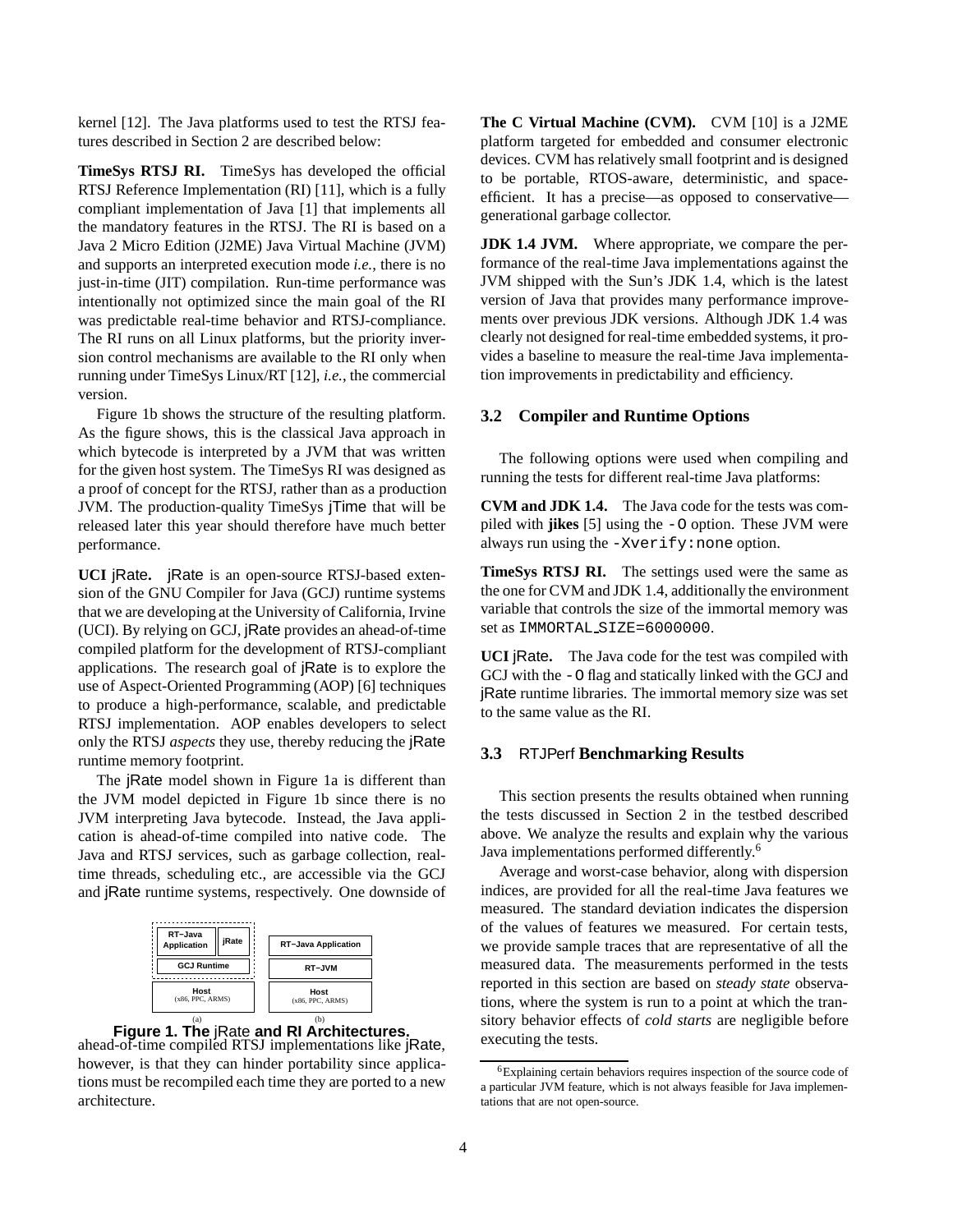kernel [12]. The Java platforms used to test the RTSJ features described in Section 2 are described below:

**TimeSys RTSJ RI.** TimeSys has developed the official RTSJ Reference Implementation (RI) [11], which is a fully compliant implementation of Java [1] that implements all the mandatory features in the RTSJ. The RI is based on a Java 2 Micro Edition (J2ME) Java Virtual Machine (JVM) and supports an interpreted execution mode *i.e.*, there is no just-in-time (JIT) compilation. Run-time performance was intentionally not optimized since the main goal of the RI was predictable real-time behavior and RTSJ-compliance. The RI runs on all Linux platforms, but the priority inversion control mechanisms are available to the RI only when running under TimeSys Linux/RT [12], *i.e.*, the commercial version.

Figure 1b shows the structure of the resulting platform. As the figure shows, this is the classical Java approach in which bytecode is interpreted by a JVM that was written for the given host system. The TimeSys RI was designed as a proof of concept for the RTSJ, rather than as a production JVM. The production-quality TimeSys jTime that will be released later this year should therefore have much better performance.

**UCI jRate.** jRate is an open-source RTSJ-based extension of the GNU Compiler for Java (GCJ) runtime systems that we are developing at the University of California, Irvine (UCI). By relying on GCJ, jRate provides an ahead-of-time compiled platform for the development of RTSJ-compliant applications. The research goal of jRate is to explore the use of Aspect-Oriented Programming (AOP) [6] techniques to produce a high-performance, scalable, and predictable RTSJ implementation. AOP enables developers to select only the RTSJ *aspects* they use, thereby reducing the jRate runtime memory footprint.

The jRate model shown in Figure 1a is different than the JVM model depicted in Figure 1b since there is no JVM interpreting Java bytecode. Instead, the Java application is ahead-of-time compiled into native code. The Java and RTSJ services, such as garbage collection, real-time threads, scheduling etc., are accessible via the GCJ and jRate runtime systems, respectively. One downside of ahead-of-time compiled RTSJ implementations like jRate, however, is that they can hinder portability since applications must be recompiled each time they are ported to a new architecture.

| (a) | | (b) |
|---|---|---|
| RT–Java Application | jRate | RT–Java Application |
| GCJ Runtime | | RT–JVM |
| Host (x86, PPC, ARMS) | | Host (x86, PPC, ARMS) |

**Figure 1. The jRate and RI Architectures.**

**The C Virtual Machine (CVM).** CVM [10] is a J2ME platform targeted for embedded and consumer electronic devices. CVM has relatively small footprint and is designed to be portable, RTOS-aware, deterministic, and space-efficient. It has a precise—as opposed to conservative—generational garbage collector.

**JDK 1.4 JVM.** Where appropriate, we compare the performance of the real-time Java implementations against the JVM shipped with the Sun's JDK 1.4, which is the latest version of Java that provides many performance improvements over previous JDK versions. Although JDK 1.4 was clearly not designed for real-time embedded systems, it provides a baseline to measure the real-time Java implementation improvements in predictability and efficiency.

### 3.2 Compiler and Runtime Options

The following options were used when compiling and running the tests for different real-time Java platforms:

**CVM and JDK 1.4.** The Java code for the tests was compiled with **jikes** [5] using the `-O` option. These JVM were always run using the `-Xverify:none` option.

**TimeSys RTSJ RI.** The settings used were the same as the one for CVM and JDK 1.4, additionally the environment variable that controls the size of the immortal memory was set as `IMMORTAL_SIZE=6000000`.

**UCI jRate.** The Java code for the test was compiled with GCJ with the `-O` flag and statically linked with the GCJ and jRate runtime libraries. The immortal memory size was set to the same value as the RI.

### 3.3 RTJPerf Benchmarking Results

This section presents the results obtained when running the tests discussed in Section 2 in the testbed described above. We analyze the results and explain why the various Java implementations performed differently.[6]

Average and worst-case behavior, along with dispersion indices, are provided for all the real-time Java features we measured. The standard deviation indicates the dispersion of the values of features we measured. For certain tests, we provide sample traces that are representative of all the measured data. The measurements performed in the tests reported in this section are based on *steady state* observations, where the system is run to a point at which the transitory behavior effects of *cold starts* are negligible before executing the tests.

[6] Explaining certain behaviors requires inspection of the source code of a particular JVM feature, which is not always feasible for Java implementations that are not open-source.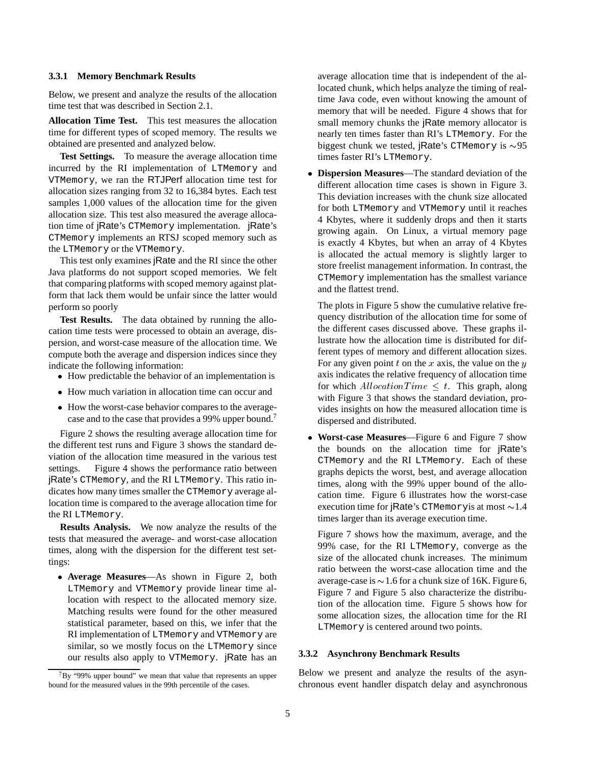#### 3.3.1 Memory Benchmark Results

Below, we present and analyze the results of the allocation time test that was described in Section 2.1.

**Allocation Time Test.** This test measures the allocation time for different types of scoped memory. The results we obtained are presented and analyzed below.

**Test Settings.** To measure the average allocation time incurred by the RI implementation of `LTMemory` and `VTMemory`, we ran the RTJPerf allocation time test for allocation sizes ranging from 32 to 16,384 bytes. Each test samples 1,000 values of the allocation time for the given allocation size. This test also measured the average allocation time of jRate's `CTMemory` implementation. jRate's `CTMemory` implements an RTSJ scoped memory such as the `LTMemory` or the `VTMemory`.

This test only examines jRate and the RI since the other Java platforms do not support scoped memories. We felt that comparing platforms with scoped memory against platform that lack them would be unfair since the latter would perform so poorly

**Test Results.** The data obtained by running the allocation time tests were processed to obtain an average, dispersion, and worst-case measure of the allocation time. We compute both the average and dispersion indices since they indicate the following information:

- How predictable the behavior of an implementation is
- How much variation in allocation time can occur and
- How the worst-case behavior compares to the average-case and to the case that provides a 99% upper bound.[7]

Figure 2 shows the resulting average allocation time for the different test runs and Figure 3 shows the standard deviation of the allocation time measured in the various test settings. Figure 4 shows the performance ratio between jRate's `CTMemory`, and the RI `LTMemory`. This ratio indicates how many times smaller the `CTMemory` average allocation time is compared to the average allocation time for the RI `LTMemory`.

**Results Analysis.** We now analyze the results of the tests that measured the average- and worst-case allocation times, along with the dispersion for the different test settings:

- **Average Measures**—As shown in Figure 2, both `LTMemory` and `VTMemory` provide linear time allocation with respect to the allocated memory size. Matching results were found for the other measured statistical parameter, based on this, we infer that the RI implementation of `LTMemory` and `VTMemory` are similar, so we mostly focus on the `LTMemory` since our results also apply to `VTMemory`. jRate has an average allocation time that is independent of the allocated chunk, which helps analyze the timing of real-time Java code, even without knowing the amount of memory that will be needed. Figure 4 shows that for small memory chunks the jRate memory allocator is nearly ten times faster than RI's `LTMemory`. For the biggest chunk we tested, jRate's `CTMemory` is $\sim$95 times faster RI's `LTMemory`.

- **Dispersion Measures**—The standard deviation of the different allocation time cases is shown in Figure 3. This deviation increases with the chunk size allocated for both `LTMemory` and `VTMemory` until it reaches 4 Kbytes, where it suddenly drops and then it starts growing again. On Linux, a virtual memory page is exactly 4 Kbytes, but when an array of 4 Kbytes is allocated the actual memory is slightly larger to store freelist management information. In contrast, the `CTMemory` implementation has the smallest variance and the flattest trend.

  The plots in Figure 5 show the cumulative relative frequency distribution of the allocation time for some of the different cases discussed above. These graphs illustrate how the allocation time is distributed for different types of memory and different allocation sizes. For any given point $t$ on the $x$ axis, the value on the $y$ axis indicates the relative frequency of allocation time for which $AllocationTime \leq t$. This graph, along with Figure 3 that shows the standard deviation, provides insights on how the measured allocation time is dispersed and distributed.

- **Worst-case Measures**—Figure 6 and Figure 7 show the bounds on the allocation time for jRate's `CTMemory` and the RI `LTMemory`. Each of these graphs depicts the worst, best, and average allocation times, along with the 99% upper bound of the allocation time. Figure 6 illustrates how the worst-case execution time for jRate's `CTMemory`is at most $\sim$1.4 times larger than its average execution time.

  Figure 7 shows how the maximum, average, and the 99% case, for the RI `LTMemory`, converge as the size of the allocated chunk increases. The minimum ratio between the worst-case allocation time and the average-case is $\sim$1.6 for a chunk size of 16K. Figure 6, Figure 7 and Figure 5 also characterize the distribution of the allocation time. Figure 5 shows how for some allocation sizes, the allocation time for the RI `LTMemory` is centered around two points.

#### 3.3.2 Asynchrony Benchmark Results

Below we present and analyze the results of the asynchronous event handler dispatch delay and asynchronous

[7] By "99% upper bound" we mean that value that represents an upper bound for the measured values in the 99th percentile of the cases.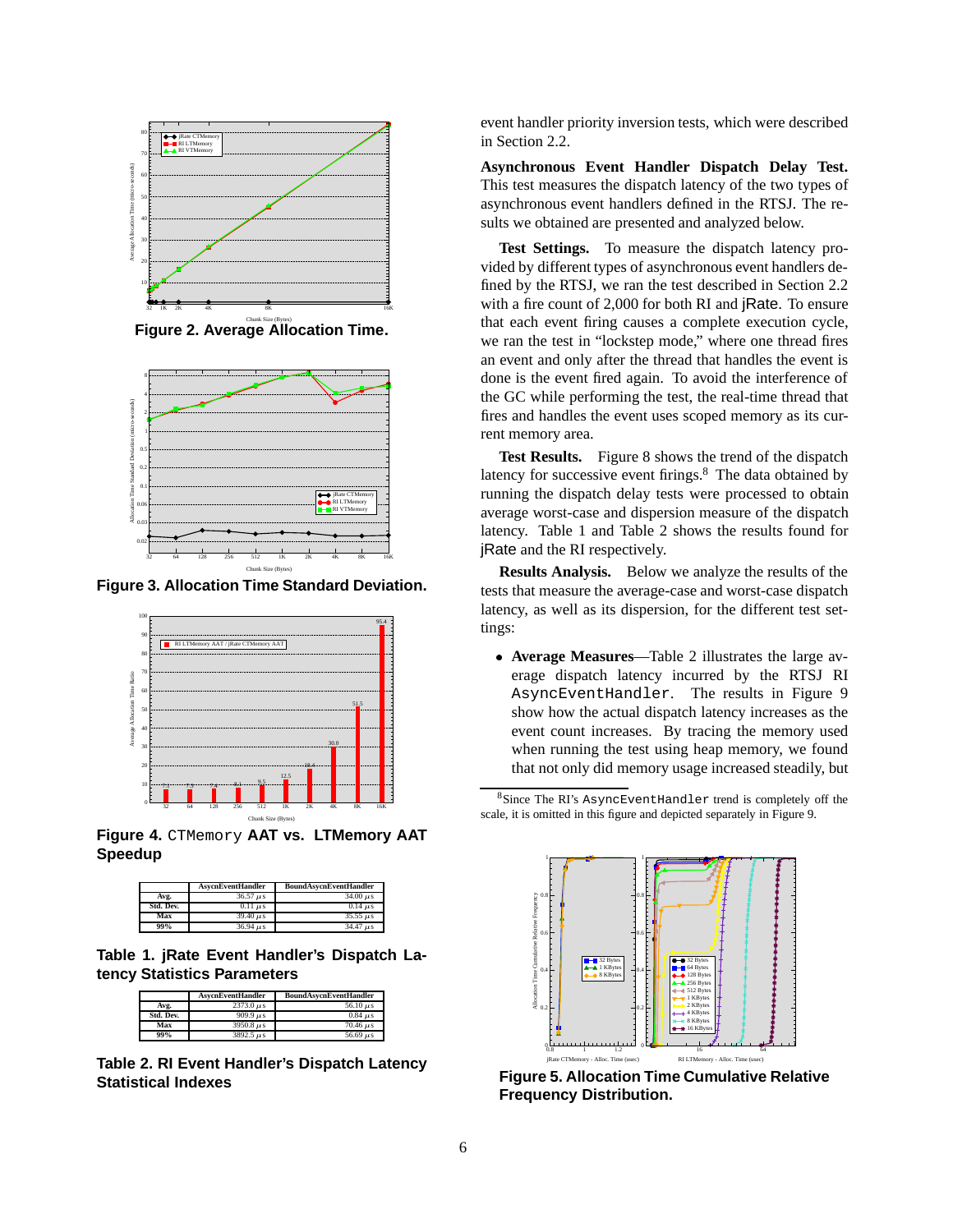Figure 2. Average Allocation Time.

Figure 3. Allocation Time Standard Deviation.

Figure 4. `CTMemory` AAT vs. LTMemory AAT Speedup

| | AsyncEventHandler | BoundAsyncEventHandler |
|---|---|---|
| Avg. | 36.57 $\mu s$ | 34.00 $\mu s$ |
| Std. Dev. | 0.11 $\mu s$ | 0.14 $\mu s$ |
| Max | 39.40 $\mu s$ | 35.55 $\mu s$ |
| 99% | 36.94 $\mu s$ | 34.47 $\mu s$ |

**Table 1. jRate Event Handler's Dispatch Latency Statistics Parameters**

| | AsyncEventHandler | BoundAsyncEventHandler |
|---|---|---|
| Avg. | 2373.0 $\mu s$ | 56.10 $\mu s$ |
| Std. Dev. | 909.9 $\mu s$ | 0.84 $\mu s$ |
| Max | 3950.8 $\mu s$ | 70.46 $\mu s$ |
| 99% | 3892.5 $\mu s$ | 56.69 $\mu s$ |

**Table 2. RI Event Handler's Dispatch Latency Statistical Indexes**

event handler priority inversion tests, which were described in Section 2.2.

**Asynchronous Event Handler Dispatch Delay Test.** This test measures the dispatch latency of the two types of asynchronous event handlers defined in the RTSJ. The results we obtained are presented and analyzed below.

**Test Settings.** To measure the dispatch latency provided by different types of asynchronous event handlers defined by the RTSJ, we ran the test described in Section 2.2 with a fire count of 2,000 for both RI and jRate. To ensure that each event firing causes a complete execution cycle, we ran the test in "lockstep mode," where one thread fires an event and only after the thread that handles the event is done is the event fired again. To avoid the interference of the GC while performing the test, the real-time thread that fires and handles the event uses scoped memory as its current memory area.

**Test Results.** Figure 8 shows the trend of the dispatch latency for successive event firings.[8] The data obtained by running the dispatch delay tests were processed to obtain average worst-case and dispersion measure of the dispatch latency. Table 1 and Table 2 shows the results found for jRate and the RI respectively.

**Results Analysis.** Below we analyze the results of the tests that measure the average-case and worst-case dispatch latency, as well as its dispersion, for the different test settings:

- **Average Measures**—Table 2 illustrates the large average dispatch latency incurred by the RTSJ RI `AsyncEventHandler`. The results in Figure 9 show how the actual dispatch latency increases as the event count increases. By tracing the memory used when running the test using heap memory, we found that not only did memory usage increased steadily, but

[8] Since The RI's `AsyncEventHandler` trend is completely off the scale, it is omitted in this figure and depicted separately in Figure 9.

**Figure 5. Allocation Time Cumulative Relative Frequency Distribution.**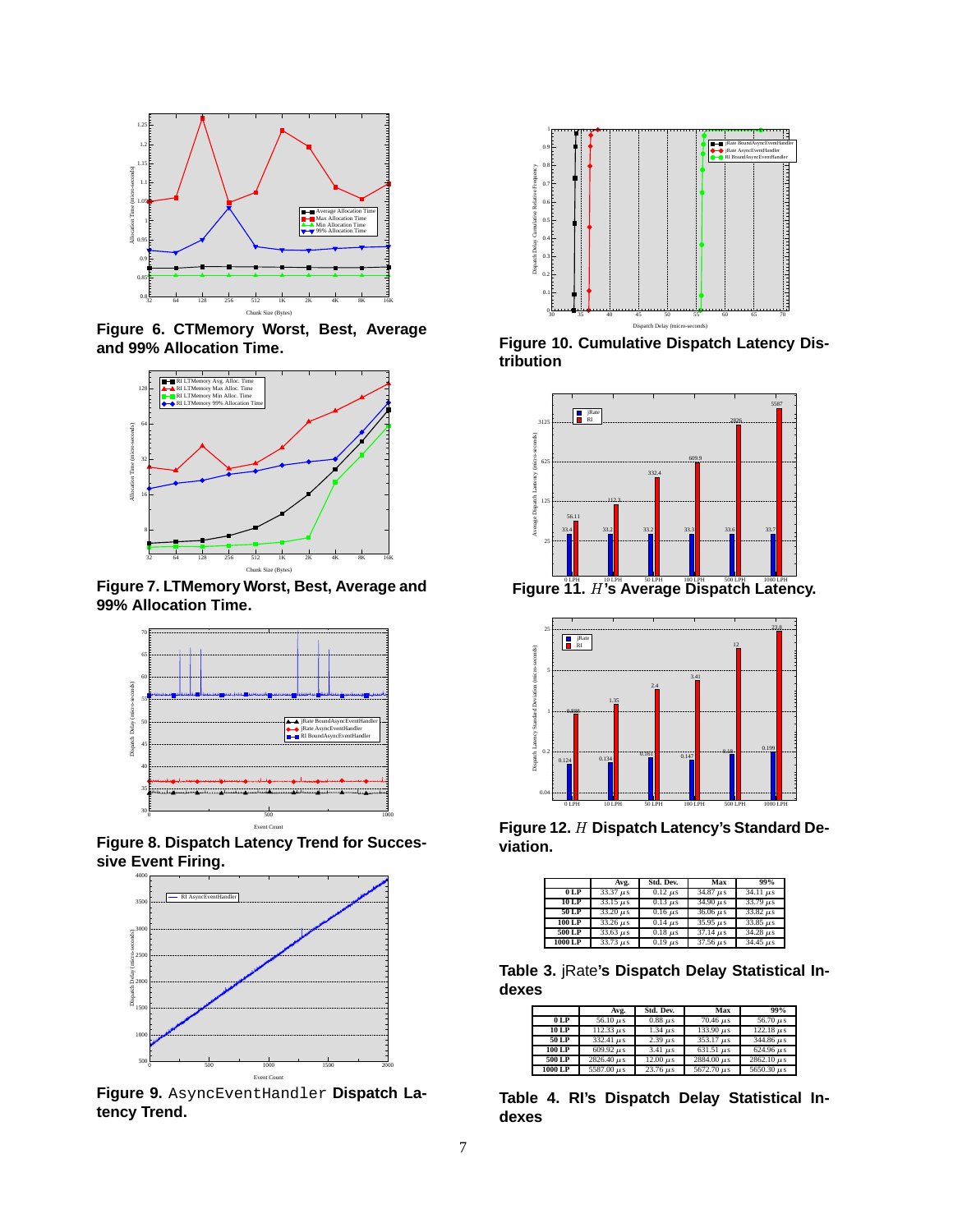**Figure 6. CTMemory Worst, Best, Average and 99% Allocation Time.**

**Figure 7. LTMemory Worst, Best, Average and 99% Allocation Time.**

**Figure 8. Dispatch Latency Trend for Successive Event Firing.**

**Figure 9.** AsyncEventHandler **Dispatch Latency Trend.**

**Figure 10. Cumulative Dispatch Latency Distribution**

**Figure 11.** $H$**'s Average Dispatch Latency.**

**Figure 12.** $H$ **Dispatch Latency's Standard Deviation.**

| | Avg. | Std. Dev. | Max | 99% |
|---|---|---|---|---|
| **0 LP** | 33.37 $\mu s$ | 0.12 $\mu s$ | 34.87 $\mu s$ | 34.11 $\mu s$ |
| **10 LP** | 33.15 $\mu s$ | 0.13 $\mu s$ | 34.90 $\mu s$ | 33.79 $\mu s$ |
| **50 LP** | 33.20 $\mu s$ | 0.16 $\mu s$ | 36.06 $\mu s$ | 33.82 $\mu s$ |
| **100 LP** | 33.26 $\mu s$ | 0.14 $\mu s$ | 35.95 $\mu s$ | 33.85 $\mu s$ |
| **500 LP** | 33.63 $\mu s$ | 0.18 $\mu s$ | 37.14 $\mu s$ | 34.28 $\mu s$ |
| **1000 LP** | 33.73 $\mu s$ | 0.19 $\mu s$ | 37.56 $\mu s$ | 34.45 $\mu s$ |

**Table 3.** jRate**'s Dispatch Delay Statistical Indexes**

| | Avg. | Std. Dev. | Max | 99% |
|---|---|---|---|---|
| **0 LP** | 56.10 $\mu s$ | 0.88 $\mu s$ | 70.46 $\mu s$ | 56.70 $\mu s$ |
| **10 LP** | 112.33 $\mu s$ | 1.34 $\mu s$ | 133.90 $\mu s$ | 122.18 $\mu s$ |
| **50 LP** | 332.41 $\mu s$ | 2.39 $\mu s$ | 353.17 $\mu s$ | 344.86 $\mu s$ |
| **100 LP** | 609.92 $\mu s$ | 3.41 $\mu s$ | 631.51 $\mu s$ | 624.96 $\mu s$ |
| **500 LP** | 2826.40 $\mu s$ | 12.00 $\mu s$ | 2884.00 $\mu s$ | 2862.10 $\mu s$ |
| **1000 LP** | 5587.00 $\mu s$ | 23.76 $\mu s$ | 5672.70 $\mu s$ | 5650.30 $\mu s$ |

**Table 4. RI's Dispatch Delay Statistical Indexes**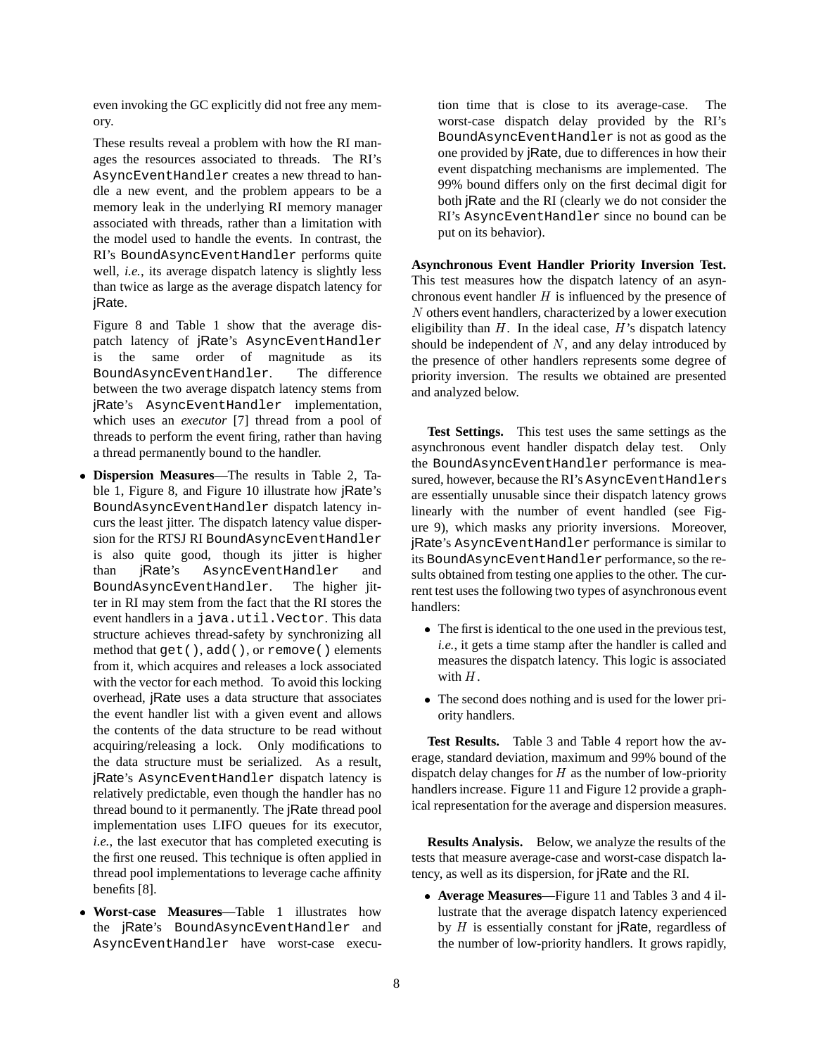even invoking the GC explicitly did not free any memory.

These results reveal a problem with how the RI manages the resources associated to threads. The RI's `AsyncEventHandler` creates a new thread to handle a new event, and the problem appears to be a memory leak in the underlying RI memory manager associated with threads, rather than a limitation with the model used to handle the events. In contrast, the RI's `BoundAsyncEventHandler` performs quite well, *i.e.*, its average dispatch latency is slightly less than twice as large as the average dispatch latency for jRate.

Figure 8 and Table 1 show that the average dispatch latency of jRate's `AsyncEventHandler` is the same order of magnitude as its `BoundAsyncEventHandler`. The difference between the two average dispatch latency stems from jRate's `AsyncEventHandler` implementation, which uses an *executor* [7] thread from a pool of threads to perform the event firing, rather than having a thread permanently bound to the handler.

- **Dispersion Measures**—The results in Table 2, Table 1, Figure 8, and Figure 10 illustrate how jRate's `BoundAsyncEventHandler` dispatch latency incurs the least jitter. The dispatch latency value dispersion for the RTSJ RI `BoundAsyncEventHandler` is also quite good, though its jitter is higher than jRate's `AsyncEventHandler` and `BoundAsyncEventHandler`. The higher jitter in RI may stem from the fact that the RI stores the event handlers in a `java.util.Vector`. This data structure achieves thread-safety by synchronizing all method that `get()`, `add()`, or `remove()` elements from it, which acquires and releases a lock associated with the vector for each method. To avoid this locking overhead, jRate uses a data structure that associates the event handler list with a given event and allows the contents of the data structure to be read without acquiring/releasing a lock. Only modifications to the data structure must be serialized. As a result, jRate's `AsyncEventHandler` dispatch latency is relatively predictable, even though the handler has no thread bound to it permanently. The jRate thread pool implementation uses LIFO queues for its executor, *i.e.*, the last executor that has completed executing is the first one reused. This technique is often applied in thread pool implementations to leverage cache affinity benefits [8].

- **Worst-case Measures**—Table 1 illustrates how the jRate's `BoundAsyncEventHandler` and `AsyncEventHandler` have worst-case execution time that is close to its average-case. The worst-case dispatch delay provided by the RI's `BoundAsyncEventHandler` is not as good as the one provided by jRate, due to differences in how their event dispatching mechanisms are implemented. The 99% bound differs only on the first decimal digit for both jRate and the RI (clearly we do not consider the RI's `AsyncEventHandler` since no bound can be put on its behavior).

**Asynchronous Event Handler Priority Inversion Test.** This test measures how the dispatch latency of an asynchronous event handler $H$ is influenced by the presence of $N$ others event handlers, characterized by a lower execution eligibility than $H$. In the ideal case, $H$'s dispatch latency should be independent of $N$, and any delay introduced by the presence of other handlers represents some degree of priority inversion. The results we obtained are presented and analyzed below.

**Test Settings.** This test uses the same settings as the asynchronous event handler dispatch delay test. Only the `BoundAsyncEventHandler` performance is measured, however, because the RI's `AsyncEventHandlers` are essentially unusable since their dispatch latency grows linearly with the number of event handled (see Figure 9), which masks any priority inversions. Moreover, jRate's `AsyncEventHandler` performance is similar to its `BoundAsyncEventHandler` performance, so the results obtained from testing one applies to the other. The current test uses the following two types of asynchronous event handlers:

- The first is identical to the one used in the previous test, *i.e.*, it gets a time stamp after the handler is called and measures the dispatch latency. This logic is associated with $H$.
- The second does nothing and is used for the lower priority handlers.

**Test Results.** Table 3 and Table 4 report how the average, standard deviation, maximum and 99% bound of the dispatch delay changes for $H$ as the number of low-priority handlers increase. Figure 11 and Figure 12 provide a graphical representation for the average and dispersion measures.

**Results Analysis.** Below, we analyze the results of the tests that measure average-case and worst-case dispatch latency, as well as its dispersion, for jRate and the RI.

- **Average Measures**—Figure 11 and Tables 3 and 4 illustrate that the average dispatch latency experienced by $H$ is essentially constant for jRate, regardless of the number of low-priority handlers. It grows rapidly,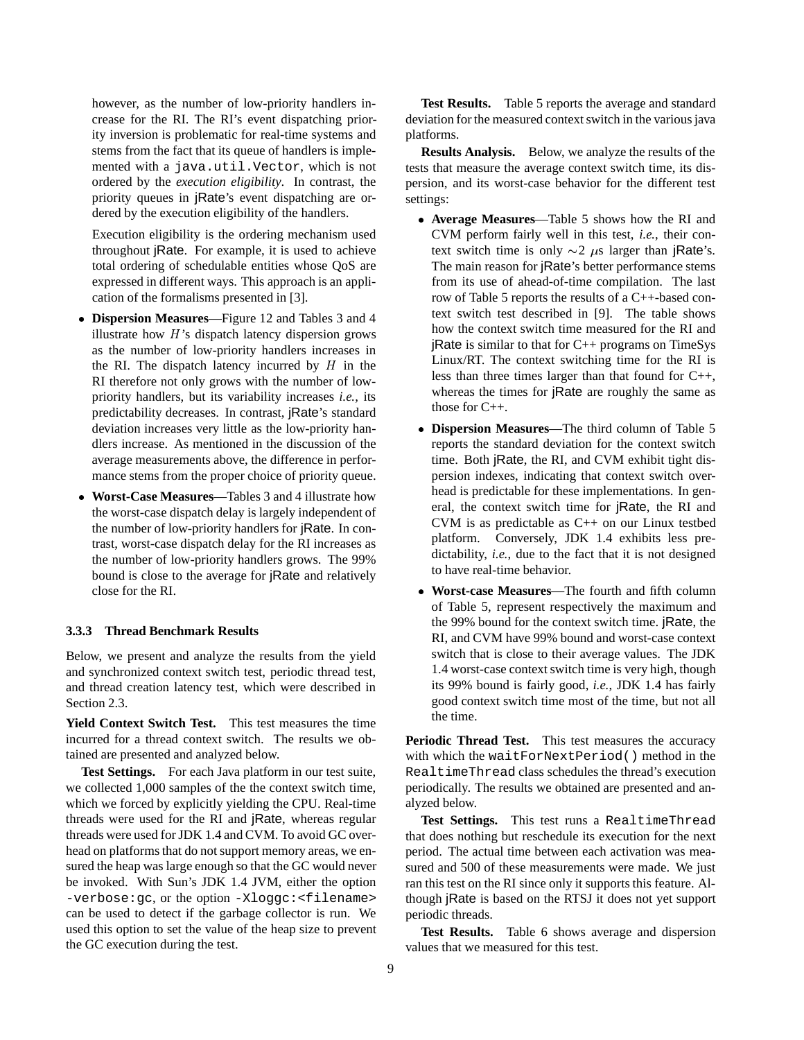however, as the number of low-priority handlers increase for the RI. The RI's event dispatching priority inversion is problematic for real-time systems and stems from the fact that its queue of handlers is implemented with a `java.util.Vector`, which is not ordered by the *execution eligibility*. In contrast, the priority queues in jRate's event dispatching are ordered by the execution eligibility of the handlers.

  Execution eligibility is the ordering mechanism used throughout jRate. For example, it is used to achieve total ordering of schedulable entities whose QoS are expressed in different ways. This approach is an application of the formalisms presented in [3].

- **Dispersion Measures**—Figure 12 and Tables 3 and 4 illustrate how $H$'s dispatch latency dispersion grows as the number of low-priority handlers increases in the RI. The dispatch latency incurred by $H$ in the RI therefore not only grows with the number of low-priority handlers, but its variability increases *i.e.*, its predictability decreases. In contrast, jRate's standard deviation increases very little as the low-priority handlers increase. As mentioned in the discussion of the average measurements above, the difference in performance stems from the proper choice of priority queue.

- **Worst-Case Measures**—Tables 3 and 4 illustrate how the worst-case dispatch delay is largely independent of the number of low-priority handlers for jRate. In contrast, worst-case dispatch delay for the RI increases as the number of low-priority handlers grows. The 99% bound is close to the average for jRate and relatively close for the RI.

### 3.3.3 Thread Benchmark Results

Below, we present and analyze the results from the yield and synchronized context switch test, periodic thread test, and thread creation latency test, which were described in Section 2.3.

**Yield Context Switch Test.** This test measures the time incurred for a thread context switch. The results we obtained are presented and analyzed below.

**Test Settings.** For each Java platform in our test suite, we collected 1,000 samples of the the context switch time, which we forced by explicitly yielding the CPU. Real-time threads were used for the RI and jRate, whereas regular threads were used for JDK 1.4 and CVM. To avoid GC overhead on platforms that do not support memory areas, we ensured the heap was large enough so that the GC would never be invoked. With Sun's JDK 1.4 JVM, either the option `-verbose:gc`, or the option `-Xloggc:<filename>` can be used to detect if the garbage collector is run. We used this option to set the value of the heap size to prevent the GC execution during the test.

**Test Results.** Table 5 reports the average and standard deviation for the measured context switch in the various java platforms.

**Results Analysis.** Below, we analyze the results of the tests that measure the average context switch time, its dispersion, and its worst-case behavior for the different test settings:

- **Average Measures**—Table 5 shows how the RI and CVM perform fairly well in this test, *i.e.*, their context switch time is only $\sim 2\ \mu$s larger than jRate's. The main reason for jRate's better performance stems from its use of ahead-of-time compilation. The last row of Table 5 reports the results of a C++-based context switch test described in [9]. The table shows how the context switch time measured for the RI and jRate is similar to that for C++ programs on TimeSys Linux/RT. The context switching time for the RI is less than three times larger than that found for C++, whereas the times for jRate are roughly the same as those for C++.

- **Dispersion Measures**—The third column of Table 5 reports the standard deviation for the context switch time. Both jRate, the RI, and CVM exhibit tight dispersion indexes, indicating that context switch overhead is predictable for these implementations. In general, the context switch time for jRate, the RI and CVM is as predictable as C++ on our Linux testbed platform. Conversely, JDK 1.4 exhibits less predictability, *i.e.*, due to the fact that it is not designed to have real-time behavior.

- **Worst-case Measures**—The fourth and fifth column of Table 5, represent respectively the maximum and the 99% bound for the context switch time. jRate, the RI, and CVM have 99% bound and worst-case context switch that is close to their average values. The JDK 1.4 worst-case context switch time is very high, though its 99% bound is fairly good, *i.e.*, JDK 1.4 has fairly good context switch time most of the time, but not all the time.

**Periodic Thread Test.** This test measures the accuracy with which the `waitForNextPeriod()` method in the `RealtimeThread` class schedules the thread's execution periodically. The results we obtained are presented and analyzed below.

**Test Settings.** This test runs a `RealtimeThread` that does nothing but reschedule its execution for the next period. The actual time between each activation was measured and 500 of these measurements were made. We just ran this test on the RI since only it supports this feature. Although jRate is based on the RTSJ it does not yet support periodic threads.

**Test Results.** Table 6 shows average and dispersion values that we measured for this test.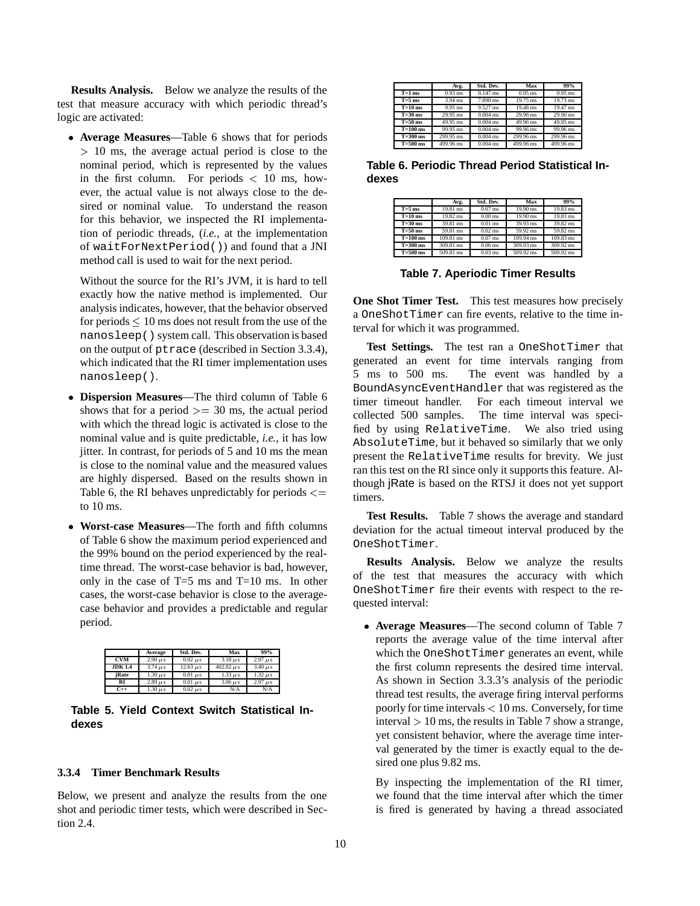**Results Analysis.** Below we analyze the results of the test that measure accuracy with which periodic thread's logic are activated:

- **Average Measures**—Table 6 shows that for periods $> 10$ ms, the average actual period is close to the nominal period, which is represented by the values in the first column. For periods $< 10$ ms, however, the actual value is not always close to the desired or nominal value. To understand the reason for this behavior, we inspected the RI implementation of periodic threads, (*i.e.*, at the implementation of `waitForNextPeriod()`) and found that a JNI method call is used to wait for the next period.

  Without the source for the RI's JVM, it is hard to tell exactly how the native method is implemented. Our analysis indicates, however, that the behavior observed for periods $\leq 10$ ms does not result from the use of the `nanosleep()` system call. This observation is based on the output of `ptrace` (described in Section 3.3.4), which indicated that the RI timer implementation uses `nanosleep()`.

- **Dispersion Measures**—The third column of Table 6 shows that for a period $>= 30$ ms, the actual period with which the thread logic is activated is close to the nominal value and is quite predictable, *i.e.*, it has low jitter. In contrast, for periods of 5 and 10 ms the mean is close to the nominal value and the measured values are highly dispersed. Based on the results shown in Table 6, the RI behaves unpredictably for periods $<=$ to 10 ms.

- **Worst-case Measures**—The forth and fifth columns of Table 6 show the maximum period experienced and the 99% bound on the period experienced by the real-time thread. The worst-case behavior is bad, however, only in the case of T=5 ms and T=10 ms. In other cases, the worst-case behavior is close to the average-case behavior and provides a predictable and regular period.

| | Average | Std. Dev. | Max | 99% |
|---|---|---|---|---|
| **CVM** | 2.90 $\mu$s | 0.02 $\mu$s | 3.18 $\mu$s | 2.97 $\mu$s |
| **JDK 1.4** | 3.74 $\mu$s | 12.63 $\mu$s | 402.02 $\mu$s | 3.40 $\mu$s |
| **jRate** | 1.30 $\mu$s | 0.01 $\mu$s | 1.33 $\mu$s | 1.32 $\mu$s |
| **RI** | 2.89 $\mu$s | 0.01 $\mu$s | 3.06 $\mu$s | 2.97 $\mu$s |
| **C++** | 1.30 $\mu$s | 0.02 $\mu$s | N/A | N/A |

**Table 5. Yield Context Switch Statistical Indexes**

#### 3.3.4 Timer Benchmark Results

Below, we present and analyze the results from the one shot and periodic timer tests, which were described in Section 2.4.

| | Avg. | Std. Dev. | Max | 99% |
|---|---|---|---|---|
| **T=1 ms** | 0.93 ms | 0.147 ms | 0.95 ms | 0.95 ms |
| **T=5 ms** | 3.94 ms | 7.890 ms | 19.75 ms | 19.73 ms |
| **T=10 ms** | 9.95 ms | 9.527 ms | 19.48 ms | 19.47 ms |
| **T=30 ms** | 29.95 ms | 0.004 ms | 29.96 ms | 29.96 ms |
| **T=50 ms** | 49.95 ms | 0.004 ms | 49.96 ms | 49.95 ms |
| **T=100 ms** | 99.95 ms | 0.004 ms | 99.96 ms | 99.96 ms |
| **T=300 ms** | 299.95 ms | 0.004 ms | 299.96 ms | 299.96 ms |
| **T=500 ms** | 499.96 ms | 0.004 ms | 499.96 ms | 499.96 ms |

**Table 6. Periodic Thread Period Statistical Indexes**

| | Avg. | Std. Dev. | Max | 99% |
|---|---|---|---|---|
| **T=5 ms** | 19.81 ms | 0.07 ms | 19.90 ms | 19.83 ms |
| **T=10 ms** | 19.82 ms | 0.00 ms | 19.90 ms | 19.83 ms |
| **T=30 ms** | 39.81 ms | 0.01 ms | 39.93 ms | 39.82 ms |
| **T=50 ms** | 59.81 ms | 0.02 ms | 59.92 ms | 59.82 ms |
| **T=100 ms** | 109.81 ms | 0.07 ms | 109.94 ms | 109.83 ms |
| **T=300 ms** | 309.81 ms | 0.06 ms | 309.93 ms | 309.92 ms |
| **T=500 ms** | 509.81 ms | 0.03 ms | 509.92 ms | 509.92 ms |

**Table 7. Aperiodic Timer Results**

**One Shot Timer Test.** This test measures how precisely a `OneShotTimer` can fire events, relative to the time interval for which it was programmed.

**Test Settings.** The test ran a `OneShotTimer` that generated an event for time intervals ranging from 5 ms to 500 ms. The event was handled by a `BoundAsyncEventHandler` that was registered as the timer timeout handler. For each timeout interval we collected 500 samples. The time interval was specified by using `RelativeTime`. We also tried using `AbsoluteTime`, but it behaved so similarly that we only present the `RelativeTime` results for brevity. We just ran this test on the RI since only it supports this feature. Although jRate is based on the RTSJ it does not yet support timers.

**Test Results.** Table 7 shows the average and standard deviation for the actual timeout interval produced by the `OneShotTimer`.

**Results Analysis.** Below we analyze the results of the test that measures the accuracy with which `OneShotTimer` fire their events with respect to the requested interval:

- **Average Measures**—The second column of Table 7 reports the average value of the time interval after which the `OneShotTimer` generates an event, while the first column represents the desired time interval. As shown in Section 3.3.3's analysis of the periodic thread test results, the average firing interval performs poorly for time intervals $< 10$ ms. Conversely, for time interval $> 10$ ms, the results in Table 7 show a strange, yet consistent behavior, where the average time interval generated by the timer is exactly equal to the desired one plus 9.82 ms.

  By inspecting the implementation of the RI timer, we found that the time interval after which the timer is fired is generated by having a thread associated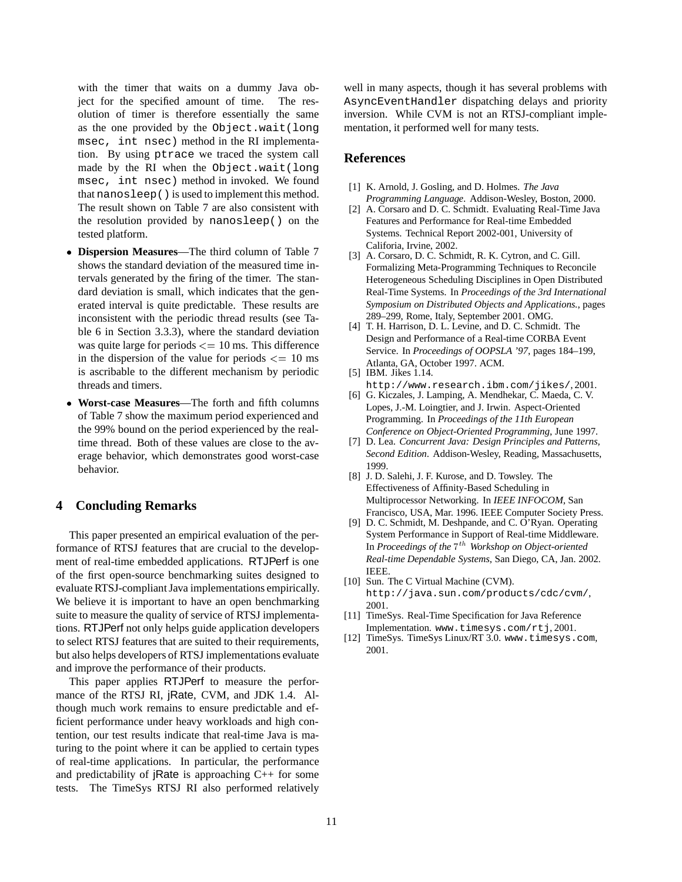with the timer that waits on a dummy Java object for the specified amount of time. The resolution of timer is therefore essentially the same as the one provided by the `Object.wait(long msec, int nsec)` method in the RI implementation. By using `ptrace` we traced the system call made by the RI when the `Object.wait(long msec, int nsec)` method in invoked. We found that `nanosleep()` is used to implement this method. The result shown on Table 7 are also consistent with the resolution provided by `nanosleep()` on the tested platform.

- **Dispersion Measures**—The third column of Table 7 shows the standard deviation of the measured time intervals generated by the firing of the timer. The standard deviation is small, which indicates that the generated interval is quite predictable. These results are inconsistent with the periodic thread results (see Table 6 in Section 3.3.3), where the standard deviation was quite large for periods $<=$ 10 ms. This difference in the dispersion of the value for periods $<=$ 10 ms is ascribable to the different mechanism by periodic threads and timers.
- **Worst-case Measures**—The forth and fifth columns of Table 7 show the maximum period experienced and the 99% bound on the period experienced by the real-time thread. Both of these values are close to the average behavior, which demonstrates good worst-case behavior.

## 4 Concluding Remarks

This paper presented an empirical evaluation of the performance of RTSJ features that are crucial to the development of real-time embedded applications. RTJPerf is one of the first open-source benchmarking suites designed to evaluate RTSJ-compliant Java implementations empirically. We believe it is important to have an open benchmarking suite to measure the quality of service of RTSJ implementations. RTJPerf not only helps guide application developers to select RTSJ features that are suited to their requirements, but also helps developers of RTSJ implementations evaluate and improve the performance of their products.

This paper applies RTJPerf to measure the performance of the RTSJ RI, jRate, CVM, and JDK 1.4. Although much work remains to ensure predictable and efficient performance under heavy workloads and high contention, our test results indicate that real-time Java is maturing to the point where it can be applied to certain types of real-time applications. In particular, the performance and predictability of jRate is approaching C++ for some tests. The TimeSys RTSJ RI also performed relatively well in many aspects, though it has several problems with `AsyncEventHandler` dispatching delays and priority inversion. While CVM is not an RTSJ-compliant implementation, it performed well for many tests.

## References

[1] K. Arnold, J. Gosling, and D. Holmes. *The Java Programming Language*. Addison-Wesley, Boston, 2000.

[2] A. Corsaro and D. C. Schmidt. Evaluating Real-Time Java Features and Performance for Real-time Embedded Systems. Technical Report 2002-001, University of Califoria, Irvine, 2002.

[3] A. Corsaro, D. C. Schmidt, R. K. Cytron, and C. Gill. Formalizing Meta-Programming Techniques to Reconcile Heterogeneous Scheduling Disciplines in Open Distributed Real-Time Systems. In *Proceedings of the 3rd International Symposium on Distributed Objects and Applications.*, pages 289–299, Rome, Italy, September 2001. OMG.

[4] T. H. Harrison, D. L. Levine, and D. C. Schmidt. The Design and Performance of a Real-time CORBA Event Service. In *Proceedings of OOPSLA '97*, pages 184–199, Atlanta, GA, October 1997. ACM.

[5] IBM. Jikes 1.14. `http://www.research.ibm.com/jikes/`, 2001.

[6] G. Kiczales, J. Lamping, A. Mendhekar, C. Maeda, C. V. Lopes, J.-M. Loingtier, and J. Irwin. Aspect-Oriented Programming. In *Proceedings of the 11th European Conference on Object-Oriented Programming*, June 1997.

[7] D. Lea. *Concurrent Java: Design Principles and Patterns, Second Edition*. Addison-Wesley, Reading, Massachusetts, 1999.

[8] J. D. Salehi, J. F. Kurose, and D. Towsley. The Effectiveness of Affinity-Based Scheduling in Multiprocessor Networking. In *IEEE INFOCOM*, San Francisco, USA, Mar. 1996. IEEE Computer Society Press.

[9] D. C. Schmidt, M. Deshpande, and C. O'Ryan. Operating System Performance in Support of Real-time Middleware. In *Proceedings of the $7^{th}$ Workshop on Object-oriented Real-time Dependable Systems*, San Diego, CA, Jan. 2002. IEEE.

[10] Sun. The C Virtual Machine (CVM). `http://java.sun.com/products/cdc/cvm/`, 2001.

[11] TimeSys. Real-Time Specification for Java Reference Implementation. `www.timesys.com/rtj`, 2001.

[12] TimeSys. TimeSys Linux/RT 3.0. `www.timesys.com`, 2001.